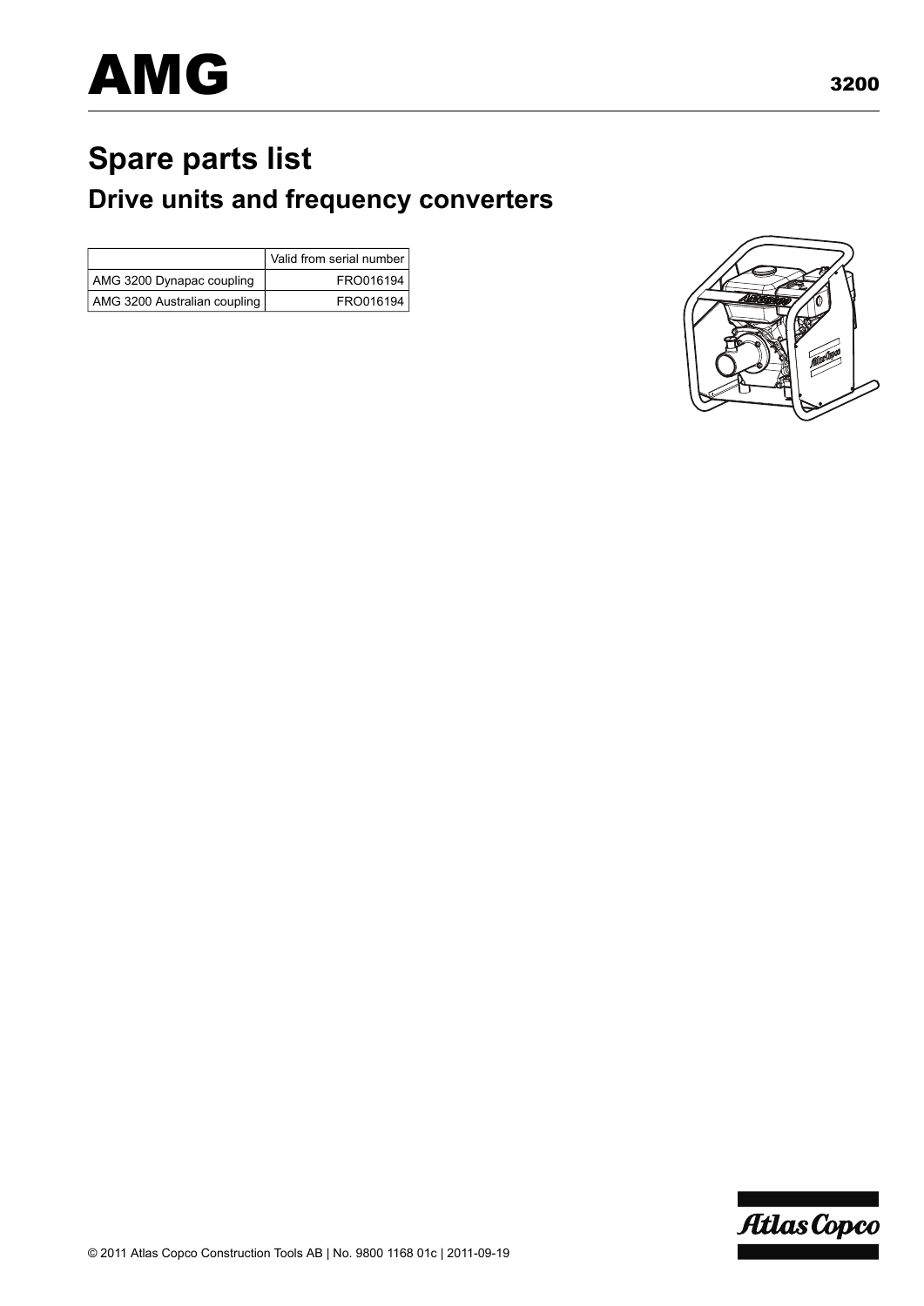# AMG

3200

## Spare parts list

### Drive units and frequency converters

| | Valid from serial number |
|---|---|
| AMG 3200 Dynapac coupling | FRO016194 |
| AMG 3200 Australian coupling | FRO016194 |

© 2011 Atlas Copco Construction Tools AB | No. 9800 1168 01c | 2011-09-19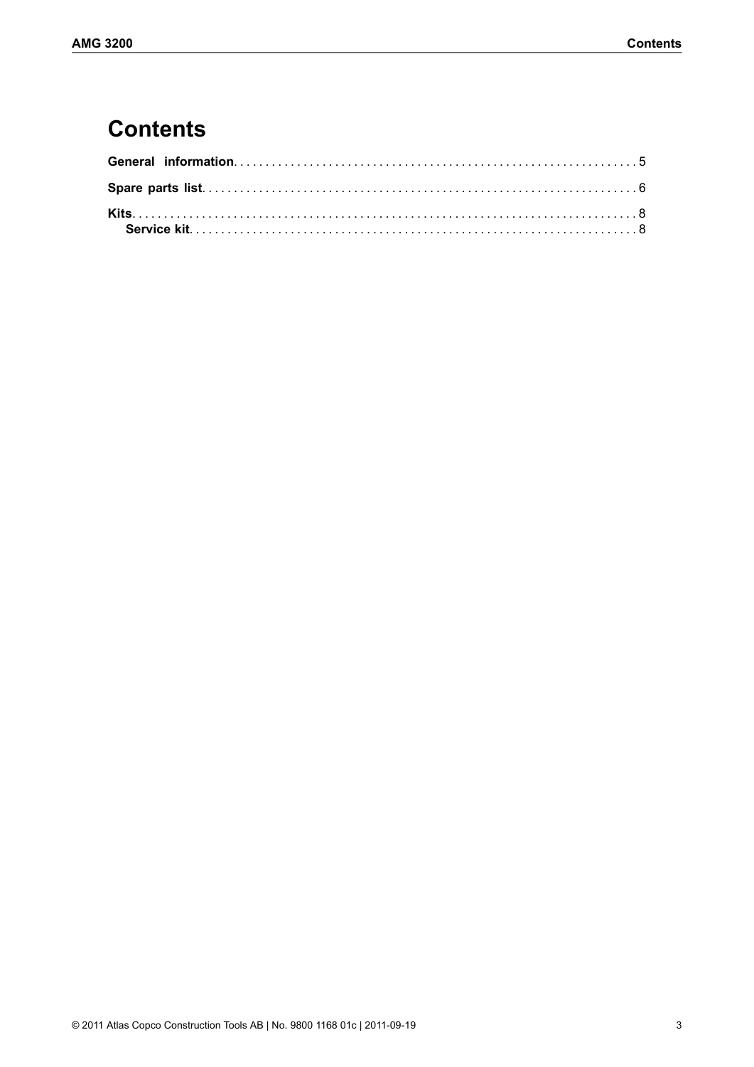# Contents

**General information** . . . . . . . . . . . . . . . . . . . . . . . . . . . . . . . . . . . . . . . . . . . . . . . . . . . . . . 5

**Spare parts list** . . . . . . . . . . . . . . . . . . . . . . . . . . . . . . . . . . . . . . . . . . . . . . . . . . . . . . . . . 6

**Kits** . . . . . . . . . . . . . . . . . . . . . . . . . . . . . . . . . . . . . . . . . . . . . . . . . . . . . . . . . . . . . . . . 8
- **Service kit** . . . . . . . . . . . . . . . . . . . . . . . . . . . . . . . . . . . . . . . . . . . . . . . . . . . . . . . . . . 8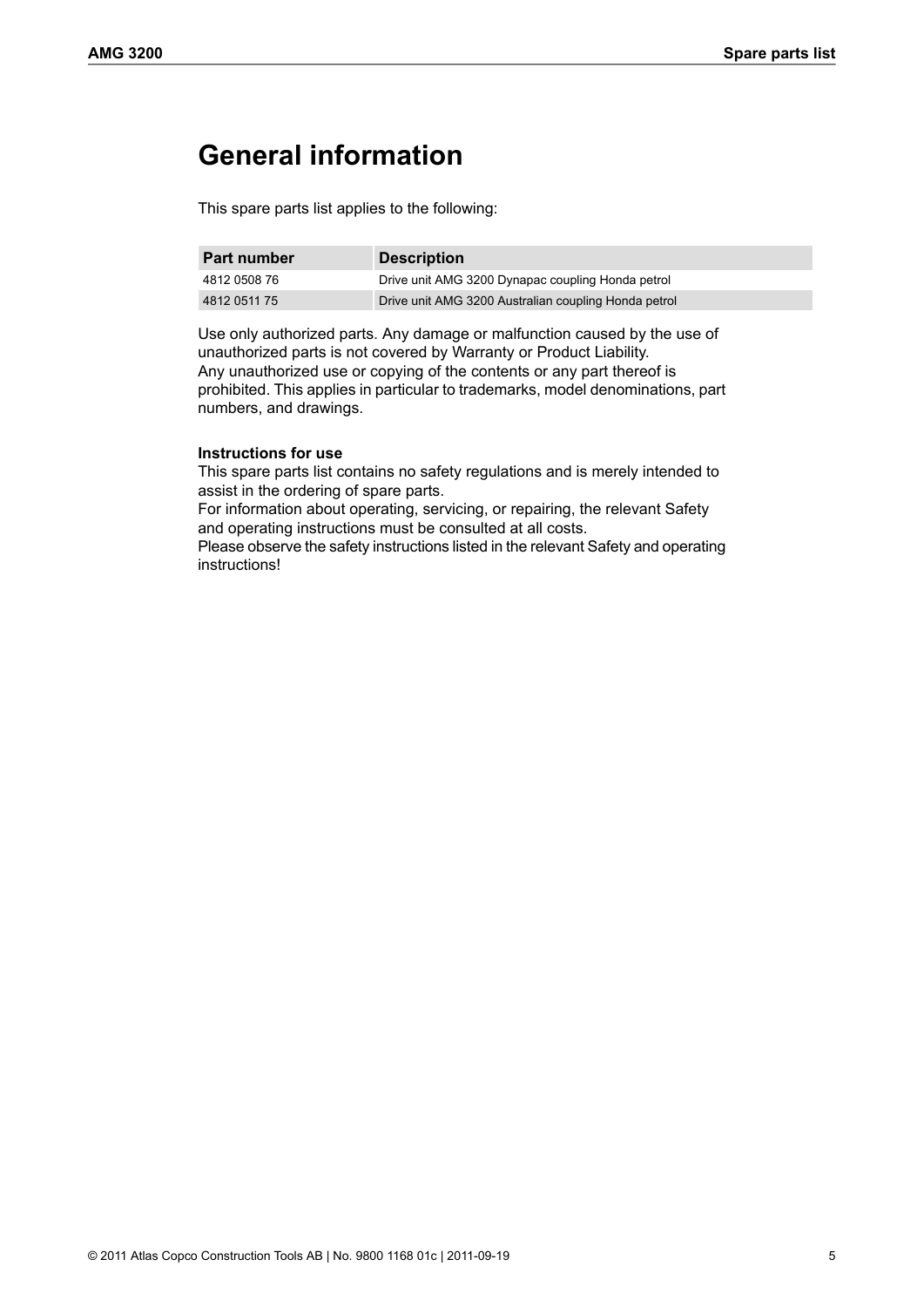# General information

This spare parts list applies to the following:

| Part number | Description |
|---|---|
| 4812 0508 76 | Drive unit AMG 3200 Dynapac coupling Honda petrol |
| 4812 0511 75 | Drive unit AMG 3200 Australian coupling Honda petrol |

Use only authorized parts. Any damage or malfunction caused by the use of unauthorized parts is not covered by Warranty or Product Liability.
Any unauthorized use or copying of the contents or any part thereof is prohibited. This applies in particular to trademarks, model denominations, part numbers, and drawings.

**Instructions for use**
This spare parts list contains no safety regulations and is merely intended to assist in the ordering of spare parts.
For information about operating, servicing, or repairing, the relevant Safety and operating instructions must be consulted at all costs.
Please observe the safety instructions listed in the relevant Safety and operating instructions!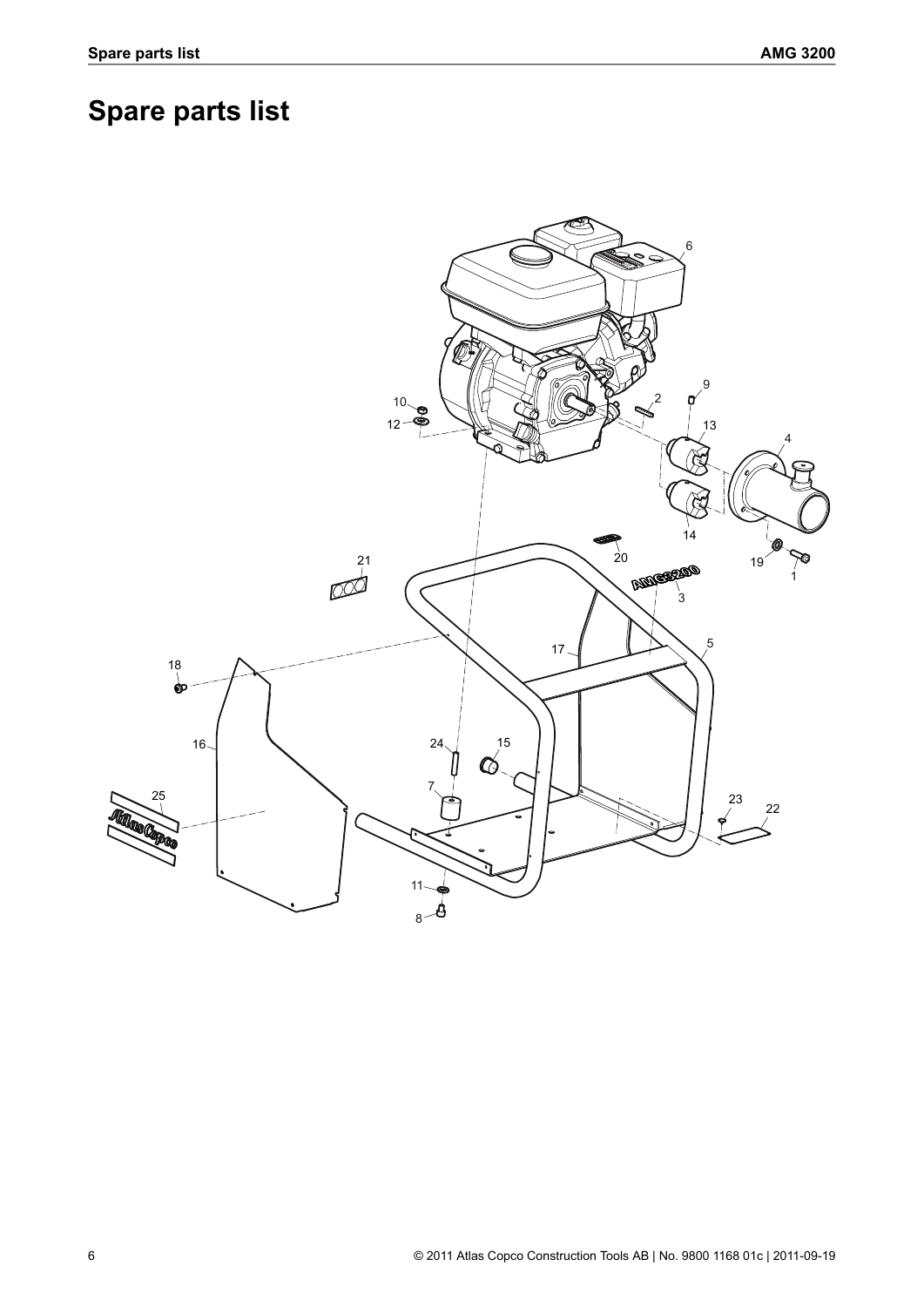# Spare parts list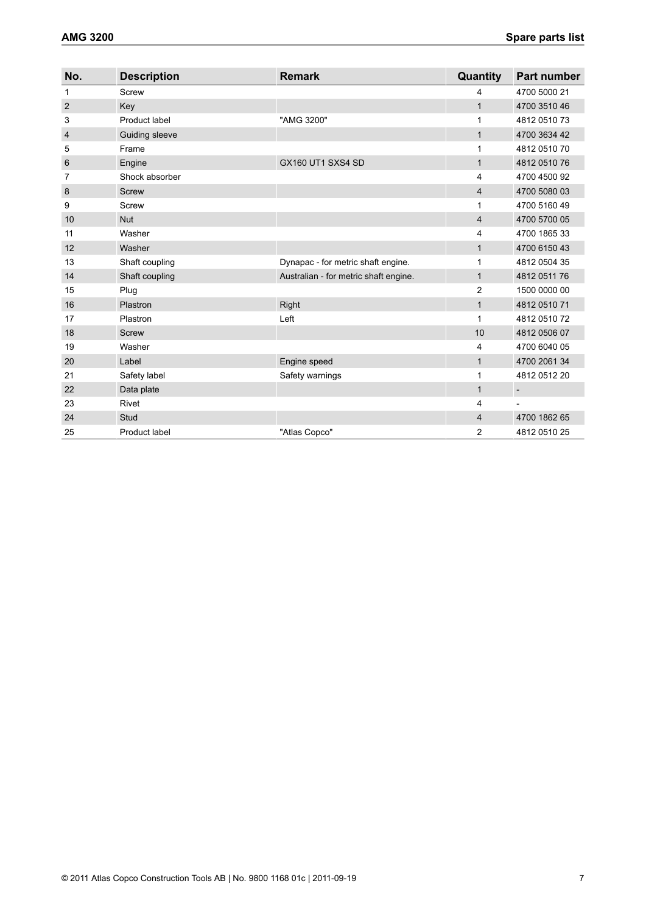| No. | Description | Remark | Quantity | Part number |
|---|---|---|---|---|
| 1 | Screw | | 4 | 4700 5000 21 |
| 2 | Key | | 1 | 4700 3510 46 |
| 3 | Product label | "AMG 3200" | 1 | 4812 0510 73 |
| 4 | Guiding sleeve | | 1 | 4700 3634 42 |
| 5 | Frame | | 1 | 4812 0510 70 |
| 6 | Engine | GX160 UT1 SXS4 SD | 1 | 4812 0510 76 |
| 7 | Shock absorber | | 4 | 4700 4500 92 |
| 8 | Screw | | 4 | 4700 5080 03 |
| 9 | Screw | | 1 | 4700 5160 49 |
| 10 | Nut | | 4 | 4700 5700 05 |
| 11 | Washer | | 4 | 4700 1865 33 |
| 12 | Washer | | 1 | 4700 6150 43 |
| 13 | Shaft coupling | Dynapac - for metric shaft engine. | 1 | 4812 0504 35 |
| 14 | Shaft coupling | Australian - for metric shaft engine. | 1 | 4812 0511 76 |
| 15 | Plug | | 2 | 1500 0000 00 |
| 16 | Plastron | Right | 1 | 4812 0510 71 |
| 17 | Plastron | Left | 1 | 4812 0510 72 |
| 18 | Screw | | 10 | 4812 0506 07 |
| 19 | Washer | | 4 | 4700 6040 05 |
| 20 | Label | Engine speed | 1 | 4700 2061 34 |
| 21 | Safety label | Safety warnings | 1 | 4812 0512 20 |
| 22 | Data plate | | 1 | - |
| 23 | Rivet | | 4 | - |
| 24 | Stud | | 4 | 4700 1862 65 |
| 25 | Product label | "Atlas Copco" | 2 | 4812 0510 25 |

© 2011 Atlas Copco Construction Tools AB | No. 9800 1168 01c | 2011-09-19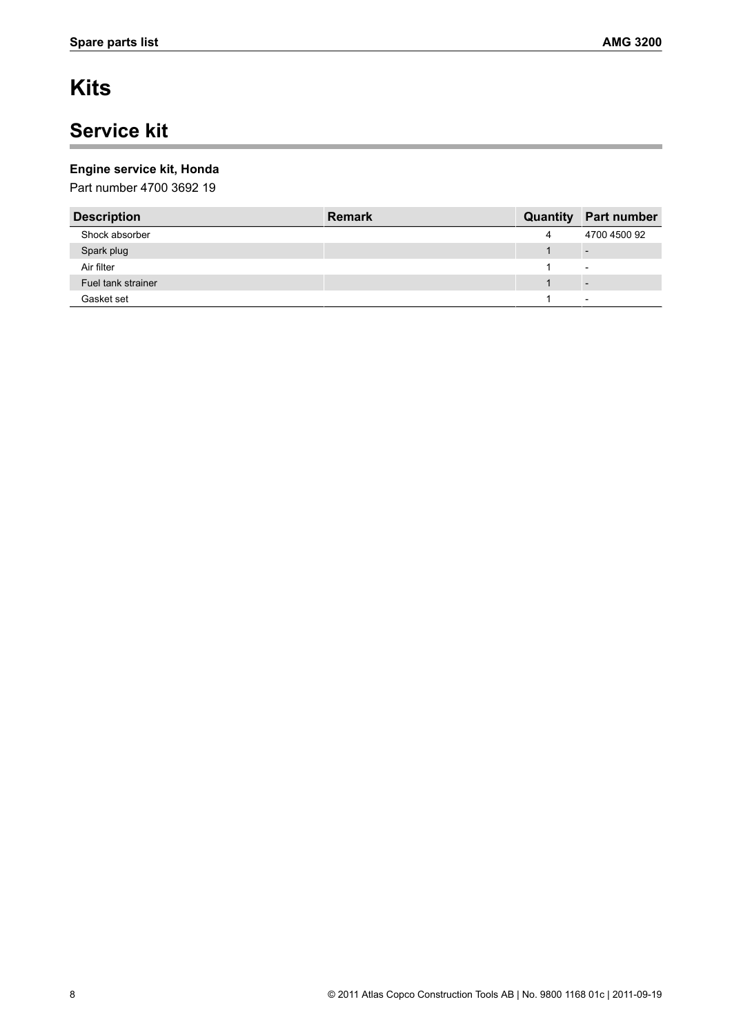# Kits

## Service kit

**Engine service kit, Honda**

Part number 4700 3692 19

| Description | Remark | Quantity | Part number |
|---|---|---|---|
| Shock absorber | | 4 | 4700 4500 92 |
| Spark plug | | 1 | - |
| Air filter | | 1 | - |
| Fuel tank strainer | | 1 | - |
| Gasket set | | 1 | - |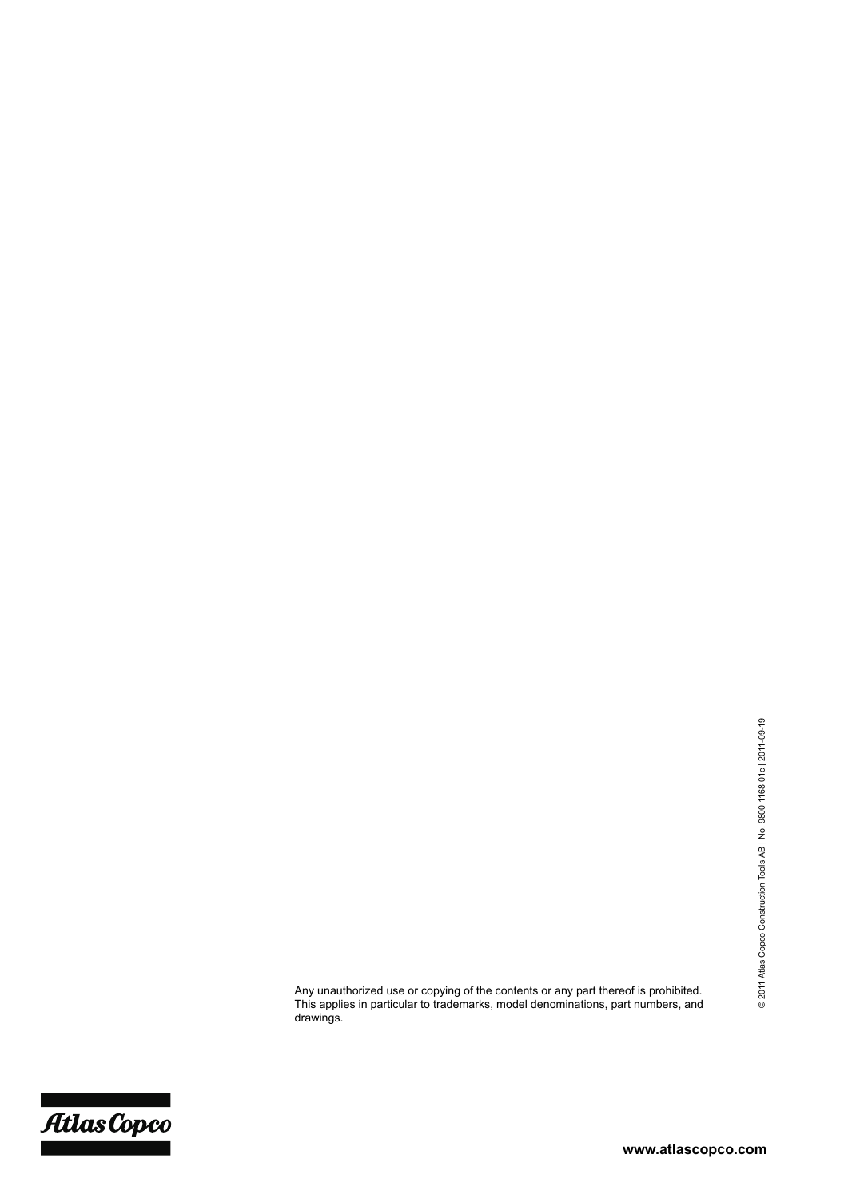Any unauthorized use or copying of the contents or any part thereof is prohibited. This applies in particular to trademarks, model denominations, part numbers, and drawings.

© 2011 Atlas Copco Construction Tools AB | No. 9800 1168 01c | 2011-09-19

Atlas Copco

www.atlascopco.com